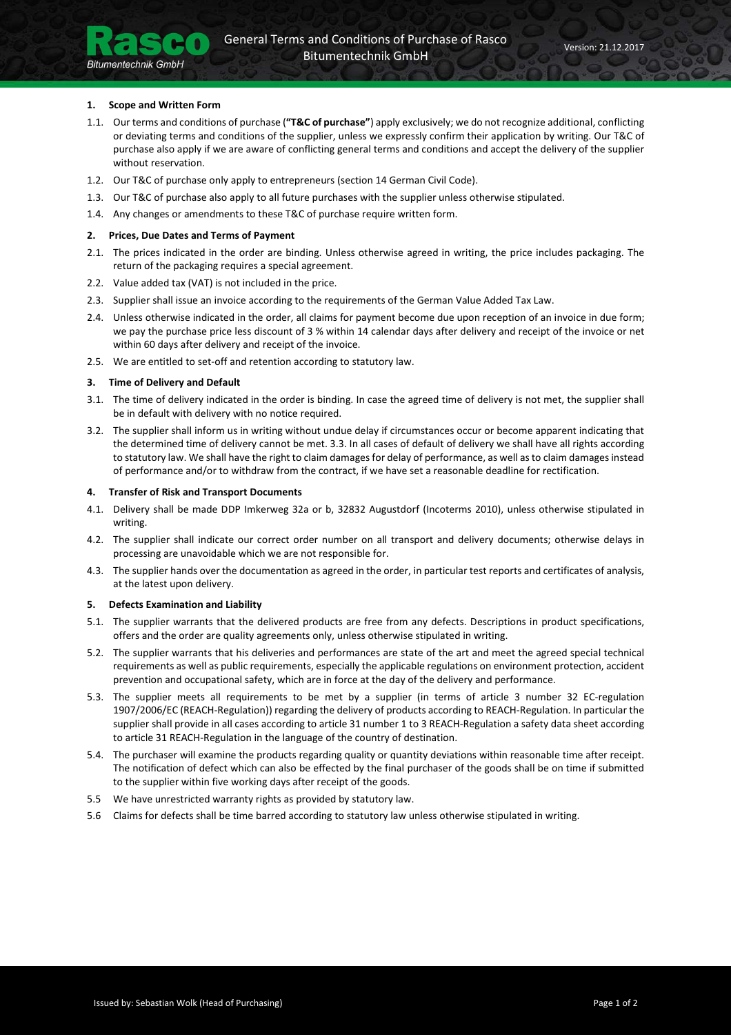# General Terms and Conditions of Purchase of Rasco Bitumentechnik GmbH

Version: 21.12.2017

## 1. Scope and Written Form

1.1. Our terms and conditions of purchase (**"T&C of purchase"**) apply exclusively; we do not recognize additional, conflicting or deviating terms and conditions of the supplier, unless we expressly confirm their application by writing. Our T&C of purchase also apply if we are aware of conflicting general terms and conditions and accept the delivery of the supplier without reservation.

1.2. Our T&C of purchase only apply to entrepreneurs (section 14 German Civil Code).

1.3. Our T&C of purchase also apply to all future purchases with the supplier unless otherwise stipulated.

1.4. Any changes or amendments to these T&C of purchase require written form.

## 2. Prices, Due Dates and Terms of Payment

2.1. The prices indicated in the order are binding. Unless otherwise agreed in writing, the price includes packaging. The return of the packaging requires a special agreement.

2.2. Value added tax (VAT) is not included in the price.

2.3. Supplier shall issue an invoice according to the requirements of the German Value Added Tax Law.

2.4. Unless otherwise indicated in the order, all claims for payment become due upon reception of an invoice in due form; we pay the purchase price less discount of 3 % within 14 calendar days after delivery and receipt of the invoice or net within 60 days after delivery and receipt of the invoice.

2.5. We are entitled to set-off and retention according to statutory law.

## 3. Time of Delivery and Default

3.1. The time of delivery indicated in the order is binding. In case the agreed time of delivery is not met, the supplier shall be in default with delivery with no notice required.

3.2. The supplier shall inform us in writing without undue delay if circumstances occur or become apparent indicating that the determined time of delivery cannot be met. 3.3. In all cases of default of delivery we shall have all rights according to statutory law. We shall have the right to claim damages for delay of performance, as well as to claim damages instead of performance and/or to withdraw from the contract, if we have set a reasonable deadline for rectification.

## 4. Transfer of Risk and Transport Documents

4.1. Delivery shall be made DDP Imkerweg 32a or b, 32832 Augustdorf (Incoterms 2010), unless otherwise stipulated in writing.

4.2. The supplier shall indicate our correct order number on all transport and delivery documents; otherwise delays in processing are unavoidable which we are not responsible for.

4.3. The supplier hands over the documentation as agreed in the order, in particular test reports and certificates of analysis, at the latest upon delivery.

## 5. Defects Examination and Liability

5.1. The supplier warrants that the delivered products are free from any defects. Descriptions in product specifications, offers and the order are quality agreements only, unless otherwise stipulated in writing.

5.2. The supplier warrants that his deliveries and performances are state of the art and meet the agreed special technical requirements as well as public requirements, especially the applicable regulations on environment protection, accident prevention and occupational safety, which are in force at the day of the delivery and performance.

5.3. The supplier meets all requirements to be met by a supplier (in terms of article 3 number 32 EC-regulation 1907/2006/EC (REACH-Regulation)) regarding the delivery of products according to REACH-Regulation. In particular the supplier shall provide in all cases according to article 31 number 1 to 3 REACH-Regulation a safety data sheet according to article 31 REACH-Regulation in the language of the country of destination.

5.4. The purchaser will examine the products regarding quality or quantity deviations within reasonable time after receipt. The notification of defect which can also be effected by the final purchaser of the goods shall be on time if submitted to the supplier within five working days after receipt of the goods.

5.5 We have unrestricted warranty rights as provided by statutory law.

5.6 Claims for defects shall be time barred according to statutory law unless otherwise stipulated in writing.

Issued by: Sebastian Wolk (Head of Purchasing)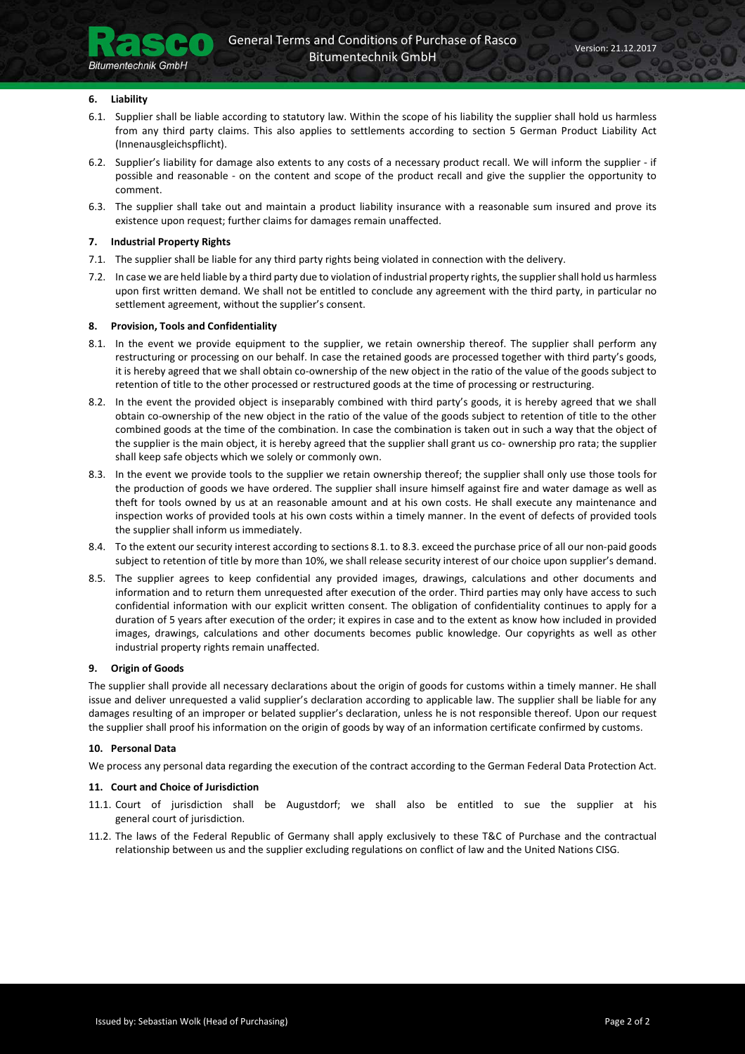## 6. Liability

6.1. Supplier shall be liable according to statutory law. Within the scope of his liability the supplier shall hold us harmless from any third party claims. This also applies to settlements according to section 5 German Product Liability Act (Innenausgleichspflicht).

6.2. Supplier's liability for damage also extents to any costs of a necessary product recall. We will inform the supplier - if possible and reasonable - on the content and scope of the product recall and give the supplier the opportunity to comment.

6.3. The supplier shall take out and maintain a product liability insurance with a reasonable sum insured and prove its existence upon request; further claims for damages remain unaffected.

## 7. Industrial Property Rights

7.1. The supplier shall be liable for any third party rights being violated in connection with the delivery.

7.2. In case we are held liable by a third party due to violation of industrial property rights, the supplier shall hold us harmless upon first written demand. We shall not be entitled to conclude any agreement with the third party, in particular no settlement agreement, without the supplier's consent.

## 8. Provision, Tools and Confidentiality

8.1. In the event we provide equipment to the supplier, we retain ownership thereof. The supplier shall perform any restructuring or processing on our behalf. In case the retained goods are processed together with third party's goods, it is hereby agreed that we shall obtain co-ownership of the new object in the ratio of the value of the goods subject to retention of title to the other processed or restructured goods at the time of processing or restructuring.

8.2. In the event the provided object is inseparably combined with third party's goods, it is hereby agreed that we shall obtain co-ownership of the new object in the ratio of the value of the goods subject to retention of title to the other combined goods at the time of the combination. In case the combination is taken out in such a way that the object of the supplier is the main object, it is hereby agreed that the supplier shall grant us co- ownership pro rata; the supplier shall keep safe objects which we solely or commonly own.

8.3. In the event we provide tools to the supplier we retain ownership thereof; the supplier shall only use those tools for the production of goods we have ordered. The supplier shall insure himself against fire and water damage as well as theft for tools owned by us at an reasonable amount and at his own costs. He shall execute any maintenance and inspection works of provided tools at his own costs within a timely manner. In the event of defects of provided tools the supplier shall inform us immediately.

8.4. To the extent our security interest according to sections 8.1. to 8.3. exceed the purchase price of all our non-paid goods subject to retention of title by more than 10%, we shall release security interest of our choice upon supplier's demand.

8.5. The supplier agrees to keep confidential any provided images, drawings, calculations and other documents and information and to return them unrequested after execution of the order. Third parties may only have access to such confidential information with our explicit written consent. The obligation of confidentiality continues to apply for a duration of 5 years after execution of the order; it expires in case and to the extent as know how included in provided images, drawings, calculations and other documents becomes public knowledge. Our copyrights as well as other industrial property rights remain unaffected.

## 9. Origin of Goods

The supplier shall provide all necessary declarations about the origin of goods for customs within a timely manner. He shall issue and deliver unrequested a valid supplier's declaration according to applicable law. The supplier shall be liable for any damages resulting of an improper or belated supplier's declaration, unless he is not responsible thereof. Upon our request the supplier shall proof his information on the origin of goods by way of an information certificate confirmed by customs.

## 10. Personal Data

We process any personal data regarding the execution of the contract according to the German Federal Data Protection Act.

## 11. Court and Choice of Jurisdiction

11.1. Court of jurisdiction shall be Augustdorf; we shall also be entitled to sue the supplier at his general court of jurisdiction.

11.2. The laws of the Federal Republic of Germany shall apply exclusively to these T&C of Purchase and the contractual relationship between us and the supplier excluding regulations on conflict of law and the United Nations CISG.

Issued by: Sebastian Wolk (Head of Purchasing)